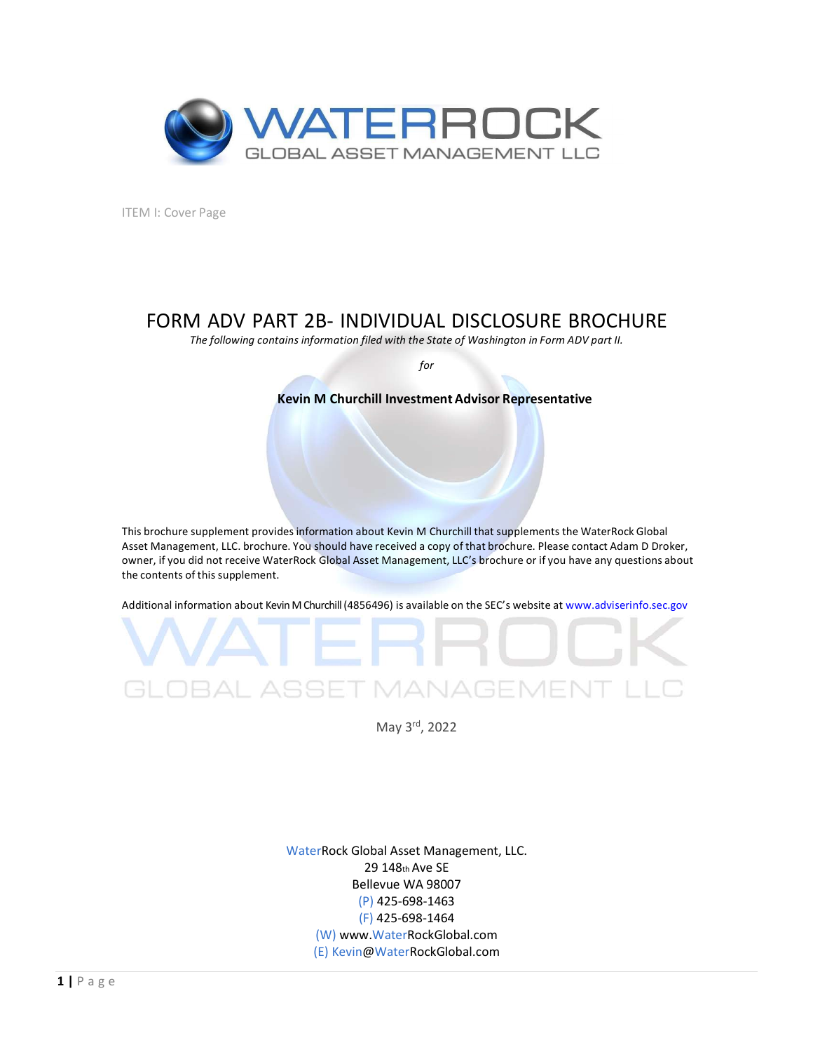ITEM I: Cover Page

# FORM ADV PART 2B- INDIVIDUAL DISCLOSURE BROCHURE

*The following contains information filed with the State of Washington in Form ADV part II.*

*for*

**Kevin M Churchill Investment Advisor Representative**

This brochure supplement provides information about Kevin M Churchill that supplements the WaterRock Global Asset Management, LLC. brochure. You should have received a copy of that brochure. Please contact Adam D Droker, owner, if you did not receive WaterRock Global Asset Management, LLC's brochure or if you have any questions about the contents of this supplement.

Additional information about Kevin M Churchill (4856496) is available on the SEC's website at www.adviserinfo.sec.gov

WATERROCK GLOBAL ASSET MANAGEMENT LLC

May 3rd, 2022

WaterRock Global Asset Management, LLC.
29 148th Ave SE
Bellevue WA 98007
(P) 425-698-1463
(F) 425-698-1464
(W) www.WaterRockGlobal.com
(E) Kevin@WaterRockGlobal.com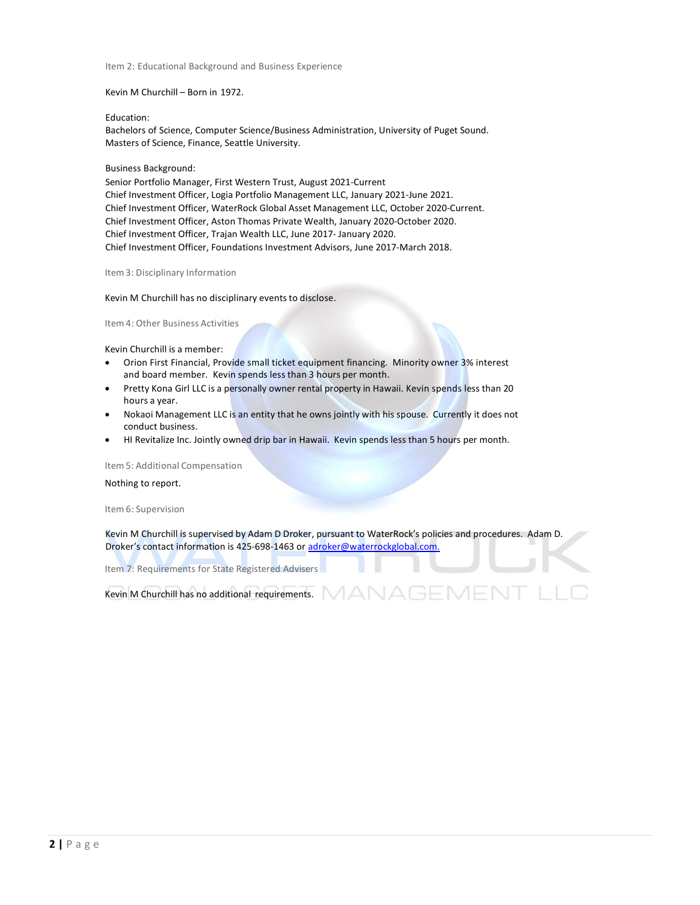## Item 2: Educational Background and Business Experience

Kevin M Churchill – Born in 1972.

Education:
Bachelors of Science, Computer Science/Business Administration, University of Puget Sound.
Masters of Science, Finance, Seattle University.

Business Background:
Senior Portfolio Manager, First Western Trust, August 2021-Current
Chief Investment Officer, Logia Portfolio Management LLC, January 2021-June 2021.
Chief Investment Officer, WaterRock Global Asset Management LLC, October 2020-Current.
Chief Investment Officer, Aston Thomas Private Wealth, January 2020-October 2020.
Chief Investment Officer, Trajan Wealth LLC, June 2017- January 2020.
Chief Investment Officer, Foundations Investment Advisors, June 2017-March 2018.

## Item 3: Disciplinary Information

Kevin M Churchill has no disciplinary events to disclose.

## Item 4: Other Business Activities

Kevin Churchill is a member:

- Orion First Financial, Provide small ticket equipment financing. Minority owner 3% interest and board member. Kevin spends less than 3 hours per month.
- Pretty Kona Girl LLC is a personally owner rental property in Hawaii. Kevin spends less than 20 hours a year.
- Nokaoi Management LLC is an entity that he owns jointly with his spouse. Currently it does not conduct business.
- HI Revitalize Inc. Jointly owned drip bar in Hawaii. Kevin spends less than 5 hours per month.

## Item 5: Additional Compensation

Nothing to report.

## Item 6: Supervision

Kevin M Churchill is supervised by Adam D Droker, pursuant to WaterRock's policies and procedures. Adam D. Droker's contact information is 425-698-1463 or adroker@waterrockglobal.com.

## Item 7: Requirements for State Registered Advisers

Kevin M Churchill has no additional requirements.